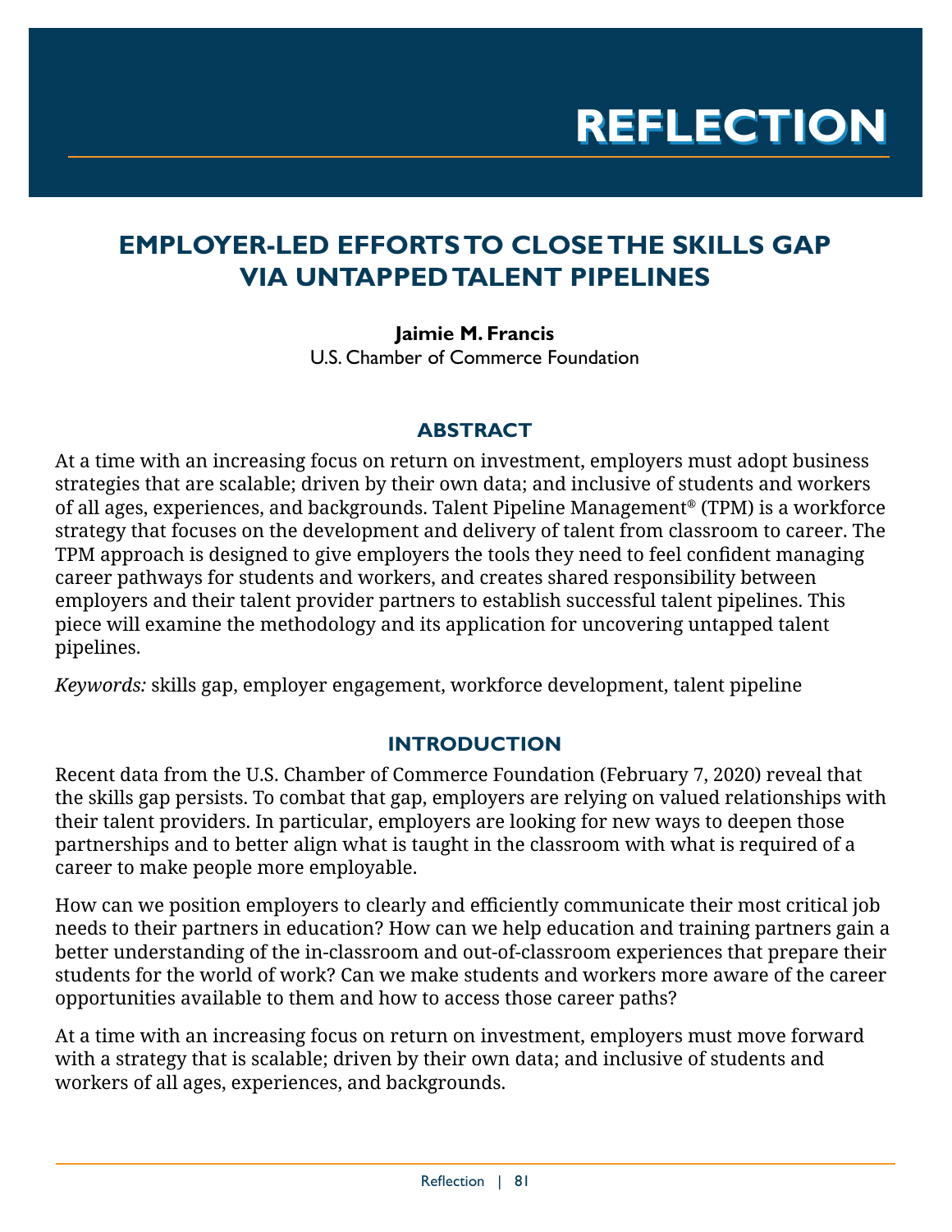# REFLECTION

## EMPLOYER-LED EFFORTS TO CLOSE THE SKILLS GAP VIA UNTAPPED TALENT PIPELINES

**Jaimie M. Francis**
U.S. Chamber of Commerce Foundation

### ABSTRACT

At a time with an increasing focus on return on investment, employers must adopt business strategies that are scalable; driven by their own data; and inclusive of students and workers of all ages, experiences, and backgrounds. Talent Pipeline Management® (TPM) is a workforce strategy that focuses on the development and delivery of talent from classroom to career. The TPM approach is designed to give employers the tools they need to feel confident managing career pathways for students and workers, and creates shared responsibility between employers and their talent provider partners to establish successful talent pipelines. This piece will examine the methodology and its application for uncovering untapped talent pipelines.

*Keywords:* skills gap, employer engagement, workforce development, talent pipeline

### INTRODUCTION

Recent data from the U.S. Chamber of Commerce Foundation (February 7, 2020) reveal that the skills gap persists. To combat that gap, employers are relying on valued relationships with their talent providers. In particular, employers are looking for new ways to deepen those partnerships and to better align what is taught in the classroom with what is required of a career to make people more employable.

How can we position employers to clearly and efficiently communicate their most critical job needs to their partners in education? How can we help education and training partners gain a better understanding of the in-classroom and out-of-classroom experiences that prepare their students for the world of work? Can we make students and workers more aware of the career opportunities available to them and how to access those career paths?

At a time with an increasing focus on return on investment, employers must move forward with a strategy that is scalable; driven by their own data; and inclusive of students and workers of all ages, experiences, and backgrounds.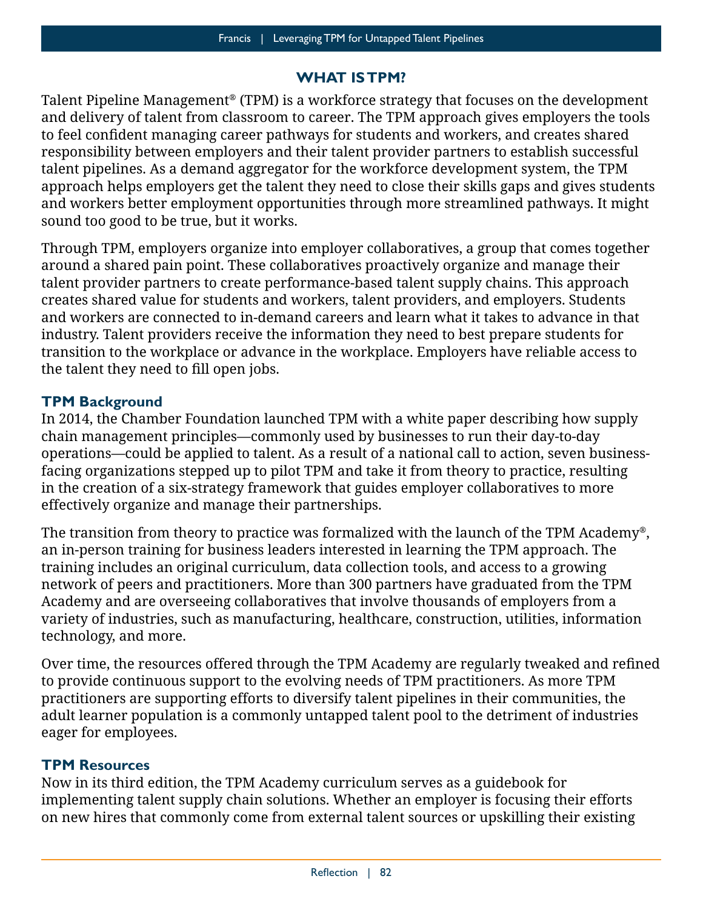## WHAT IS TPM?

Talent Pipeline Management® (TPM) is a workforce strategy that focuses on the development and delivery of talent from classroom to career. The TPM approach gives employers the tools to feel confident managing career pathways for students and workers, and creates shared responsibility between employers and their talent provider partners to establish successful talent pipelines. As a demand aggregator for the workforce development system, the TPM approach helps employers get the talent they need to close their skills gaps and gives students and workers better employment opportunities through more streamlined pathways. It might sound too good to be true, but it works.

Through TPM, employers organize into employer collaboratives, a group that comes together around a shared pain point. These collaboratives proactively organize and manage their talent provider partners to create performance-based talent supply chains. This approach creates shared value for students and workers, talent providers, and employers. Students and workers are connected to in-demand careers and learn what it takes to advance in that industry. Talent providers receive the information they need to best prepare students for transition to the workplace or advance in the workplace. Employers have reliable access to the talent they need to fill open jobs.

### TPM Background

In 2014, the Chamber Foundation launched TPM with a white paper describing how supply chain management principles—commonly used by businesses to run their day-to-day operations—could be applied to talent. As a result of a national call to action, seven business-facing organizations stepped up to pilot TPM and take it from theory to practice, resulting in the creation of a six-strategy framework that guides employer collaboratives to more effectively organize and manage their partnerships.

The transition from theory to practice was formalized with the launch of the TPM Academy®, an in-person training for business leaders interested in learning the TPM approach. The training includes an original curriculum, data collection tools, and access to a growing network of peers and practitioners. More than 300 partners have graduated from the TPM Academy and are overseeing collaboratives that involve thousands of employers from a variety of industries, such as manufacturing, healthcare, construction, utilities, information technology, and more.

Over time, the resources offered through the TPM Academy are regularly tweaked and refined to provide continuous support to the evolving needs of TPM practitioners. As more TPM practitioners are supporting efforts to diversify talent pipelines in their communities, the adult learner population is a commonly untapped talent pool to the detriment of industries eager for employees.

### TPM Resources

Now in its third edition, the TPM Academy curriculum serves as a guidebook for implementing talent supply chain solutions. Whether an employer is focusing their efforts on new hires that commonly come from external talent sources or upskilling their existing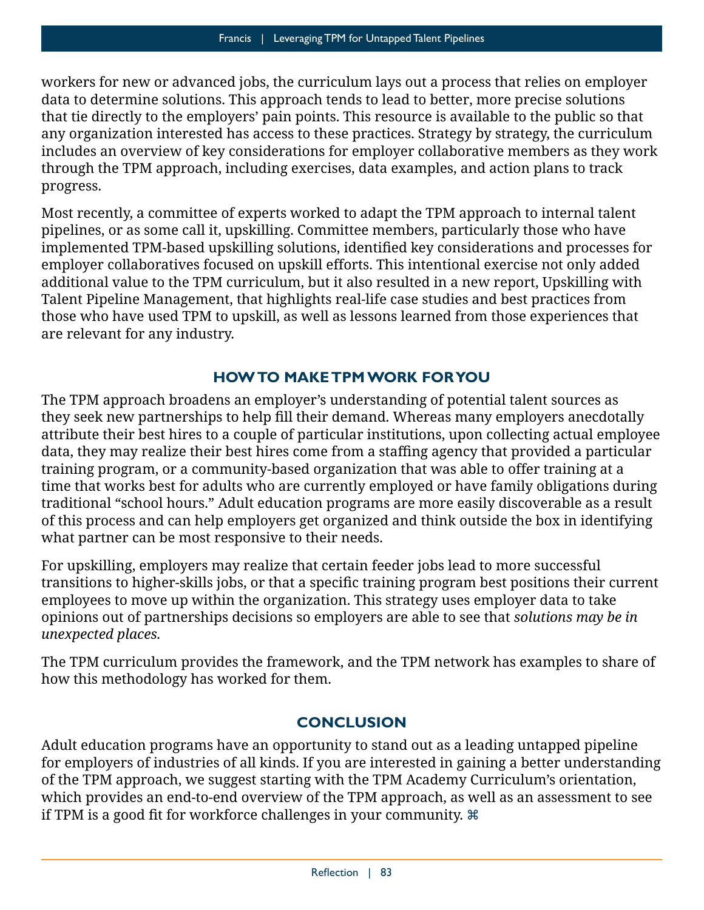workers for new or advanced jobs, the curriculum lays out a process that relies on employer data to determine solutions. This approach tends to lead to better, more precise solutions that tie directly to the employers' pain points. This resource is available to the public so that any organization interested has access to these practices. Strategy by strategy, the curriculum includes an overview of key considerations for employer collaborative members as they work through the TPM approach, including exercises, data examples, and action plans to track progress.

Most recently, a committee of experts worked to adapt the TPM approach to internal talent pipelines, or as some call it, upskilling. Committee members, particularly those who have implemented TPM-based upskilling solutions, identified key considerations and processes for employer collaboratives focused on upskill efforts. This intentional exercise not only added additional value to the TPM curriculum, but it also resulted in a new report, Upskilling with Talent Pipeline Management, that highlights real-life case studies and best practices from those who have used TPM to upskill, as well as lessons learned from those experiences that are relevant for any industry.

## HOW TO MAKE TPM WORK FOR YOU

The TPM approach broadens an employer's understanding of potential talent sources as they seek new partnerships to help fill their demand. Whereas many employers anecdotally attribute their best hires to a couple of particular institutions, upon collecting actual employee data, they may realize their best hires come from a staffing agency that provided a particular training program, or a community-based organization that was able to offer training at a time that works best for adults who are currently employed or have family obligations during traditional "school hours." Adult education programs are more easily discoverable as a result of this process and can help employers get organized and think outside the box in identifying what partner can be most responsive to their needs.

For upskilling, employers may realize that certain feeder jobs lead to more successful transitions to higher-skills jobs, or that a specific training program best positions their current employees to move up within the organization. This strategy uses employer data to take opinions out of partnerships decisions so employers are able to see that *solutions may be in unexpected places.*

The TPM curriculum provides the framework, and the TPM network has examples to share of how this methodology has worked for them.

## CONCLUSION

Adult education programs have an opportunity to stand out as a leading untapped pipeline for employers of industries of all kinds. If you are interested in gaining a better understanding of the TPM approach, we suggest starting with the TPM Academy Curriculum's orientation, which provides an end-to-end overview of the TPM approach, as well as an assessment to see if TPM is a good fit for workforce challenges in your community. ⌘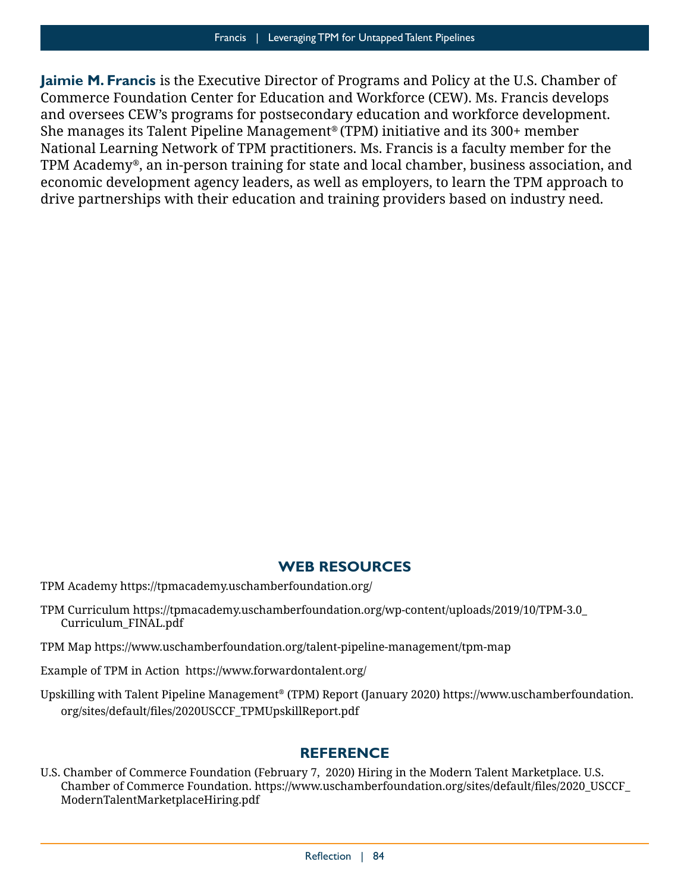**Jaimie M. Francis** is the Executive Director of Programs and Policy at the U.S. Chamber of Commerce Foundation Center for Education and Workforce (CEW). Ms. Francis develops and oversees CEW's programs for postsecondary education and workforce development. She manages its Talent Pipeline Management® (TPM) initiative and its 300+ member National Learning Network of TPM practitioners. Ms. Francis is a faculty member for the TPM Academy®, an in-person training for state and local chamber, business association, and economic development agency leaders, as well as employers, to learn the TPM approach to drive partnerships with their education and training providers based on industry need.

## WEB RESOURCES

TPM Academy https://tpmacademy.uschamberfoundation.org/

TPM Curriculum https://tpmacademy.uschamberfoundation.org/wp-content/uploads/2019/10/TPM-3.0_Curriculum_FINAL.pdf

TPM Map https://www.uschamberfoundation.org/talent-pipeline-management/tpm-map

Example of TPM in Action https://www.forwardontalent.org/

Upskilling with Talent Pipeline Management® (TPM) Report (January 2020) https://www.uschamberfoundation.org/sites/default/files/2020USCCF_TPMUpskillReport.pdf

## REFERENCE

U.S. Chamber of Commerce Foundation (February 7, 2020) Hiring in the Modern Talent Marketplace. U.S. Chamber of Commerce Foundation. https://www.uschamberfoundation.org/sites/default/files/2020_USCCF_ModernTalentMarketplaceHiring.pdf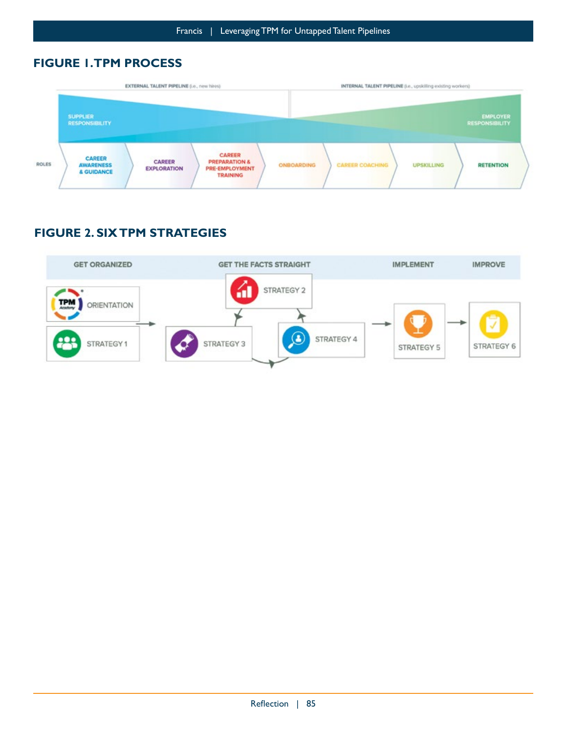## FIGURE 1. TPM PROCESS

EXTERNAL TALENT PIPELINE (i.e., new hires)

INTERNAL TALENT PIPELINE (i.e., upskilling existing workers)

SUPPLIER RESPONSIBILITY

EMPLOYER RESPONSIBILITY

ROLES

CAREER AWARENESS & GUIDANCE

CAREER EXPLORATION

CAREER PREPARATION & PRE-EMPLOYMENT TRAINING

ONBOARDING

CAREER COACHING

UPSKILLING

RETENTION

## FIGURE 2. SIX TPM STRATEGIES

GET ORGANIZED

GET THE FACTS STRAIGHT

IMPLEMENT

IMPROVE

TPM Academy

ORIENTATION

STRATEGY 1

STRATEGY 2

STRATEGY 3

STRATEGY 4

STRATEGY 5

STRATEGY 6